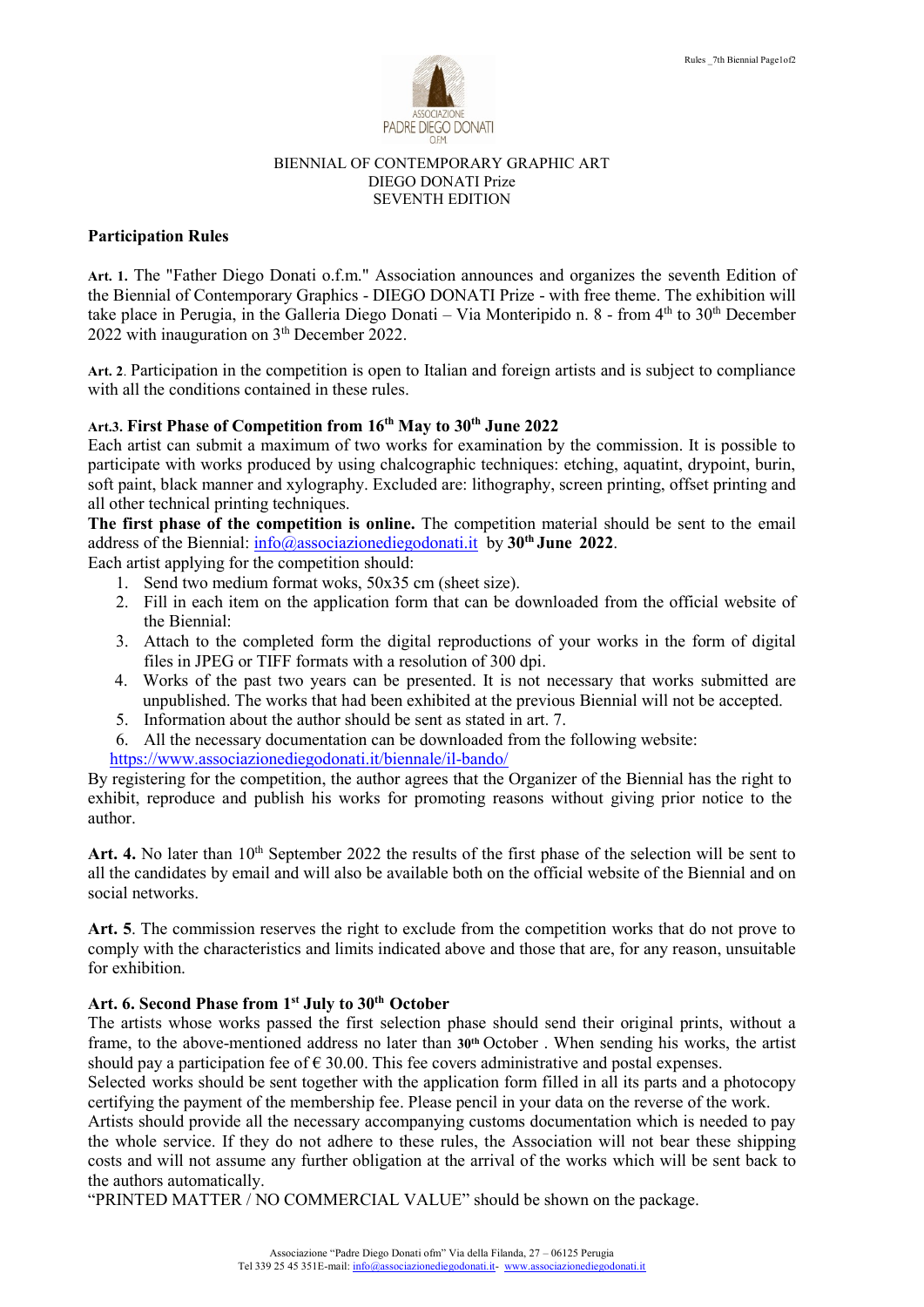ASSOCIAZIONE PADRE DIEGO DONATI O.F.M.

BIENNIAL OF CONTEMPORARY GRAPHIC ART
DIEGO DONATI Prize
SEVENTH EDITION

## Participation Rules

**Art. 1.** The "Father Diego Donati o.f.m." Association announces and organizes the seventh Edition of the Biennial of Contemporary Graphics - DIEGO DONATI Prize - with free theme. The exhibition will take place in Perugia, in the Galleria Diego Donati – Via Monteripido n. 8 - from 4th to 30th December 2022 with inauguration on 3th December 2022.

**Art. 2**. Participation in the competition is open to Italian and foreign artists and is subject to compliance with all the conditions contained in these rules.

**Art.3. First Phase of Competition from 16th May to 30th June 2022**

Each artist can submit a maximum of two works for examination by the commission. It is possible to participate with works produced by using chalcographic techniques: etching, aquatint, drypoint, burin, soft paint, black manner and xylography. Excluded are: lithography, screen printing, offset printing and all other technical printing techniques.

**The first phase of the competition is online.** The competition material should be sent to the email address of the Biennial: info@associazionediegodonati.it by **30th June 2022**.

Each artist applying for the competition should:

1. Send two medium format woks, 50x35 cm (sheet size).
2. Fill in each item on the application form that can be downloaded from the official website of the Biennial:
3. Attach to the completed form the digital reproductions of your works in the form of digital files in JPEG or TIFF formats with a resolution of 300 dpi.
4. Works of the past two years can be presented. It is not necessary that works submitted are unpublished. The works that had been exhibited at the previous Biennial will not be accepted.
5. Information about the author should be sent as stated in art. 7.
6. All the necessary documentation can be downloaded from the following website: https://www.associazionediegodonati.it/biennale/il-bando/

By registering for the competition, the author agrees that the Organizer of the Biennial has the right to exhibit, reproduce and publish his works for promoting reasons without giving prior notice to the author.

**Art. 4.** No later than 10th September 2022 the results of the first phase of the selection will be sent to all the candidates by email and will also be available both on the official website of the Biennial and on social networks.

**Art. 5**. The commission reserves the right to exclude from the competition works that do not prove to comply with the characteristics and limits indicated above and those that are, for any reason, unsuitable for exhibition.

**Art. 6. Second Phase from 1st July to 30th October**

The artists whose works passed the first selection phase should send their original prints, without a frame, to the above-mentioned address no later than **30th** October . When sending his works, the artist should pay a participation fee of € 30.00. This fee covers administrative and postal expenses.

Selected works should be sent together with the application form filled in all its parts and a photocopy certifying the payment of the membership fee. Please pencil in your data on the reverse of the work.

Artists should provide all the necessary accompanying customs documentation which is needed to pay the whole service. If they do not adhere to these rules, the Association will not bear these shipping costs and will not assume any further obligation at the arrival of the works which will be sent back to the authors automatically.

"PRINTED MATTER / NO COMMERCIAL VALUE" should be shown on the package.

Associazione "Padre Diego Donati ofm" Via della Filanda, 27 – 06125 Perugia
Tel 339 25 45 351E-mail: info@associazionediegodonati.it- www.associazionediegodonati.it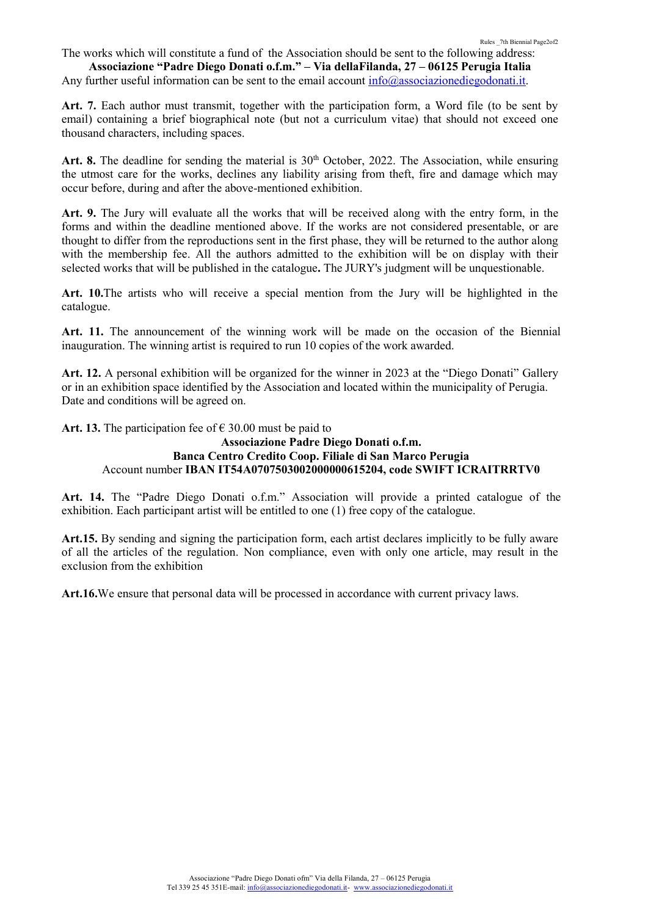The works which will constitute a fund of the Association should be sent to the following address:

**Associazione "Padre Diego Donati o.f.m." – Via dellaFilanda, 27 – 06125 Perugia Italia**

Any further useful information can be sent to the email account info@associazionediegodonati.it.

**Art. 7.** Each author must transmit, together with the participation form, a Word file (to be sent by email) containing a brief biographical note (but not a curriculum vitae) that should not exceed one thousand characters, including spaces.

**Art. 8.** The deadline for sending the material is 30th October, 2022. The Association, while ensuring the utmost care for the works, declines any liability arising from theft, fire and damage which may occur before, during and after the above-mentioned exhibition.

**Art. 9.** The Jury will evaluate all the works that will be received along with the entry form, in the forms and within the deadline mentioned above. If the works are not considered presentable, or are thought to differ from the reproductions sent in the first phase, they will be returned to the author along with the membership fee. All the authors admitted to the exhibition will be on display with their selected works that will be published in the catalogue**.** The JURY's judgment will be unquestionable.

**Art. 10.**The artists who will receive a special mention from the Jury will be highlighted in the catalogue.

**Art. 11.** The announcement of the winning work will be made on the occasion of the Biennial inauguration. The winning artist is required to run 10 copies of the work awarded.

**Art. 12.** A personal exhibition will be organized for the winner in 2023 at the "Diego Donati" Gallery or in an exhibition space identified by the Association and located within the municipality of Perugia. Date and conditions will be agreed on.

**Art. 13.** The participation fee of € 30.00 must be paid to

**Associazione Padre Diego Donati o.f.m.**
**Banca Centro Credito Coop. Filiale di San Marco Perugia**
Account number **IBAN IT54A0707503002000000615204, code SWIFT ICRAITRRTV0**

**Art. 14.** The "Padre Diego Donati o.f.m." Association will provide a printed catalogue of the exhibition. Each participant artist will be entitled to one (1) free copy of the catalogue.

**Art.15.** By sending and signing the participation form, each artist declares implicitly to be fully aware of all the articles of the regulation. Non compliance, even with only one article, may result in the exclusion from the exhibition

**Art.16.**We ensure that personal data will be processed in accordance with current privacy laws.